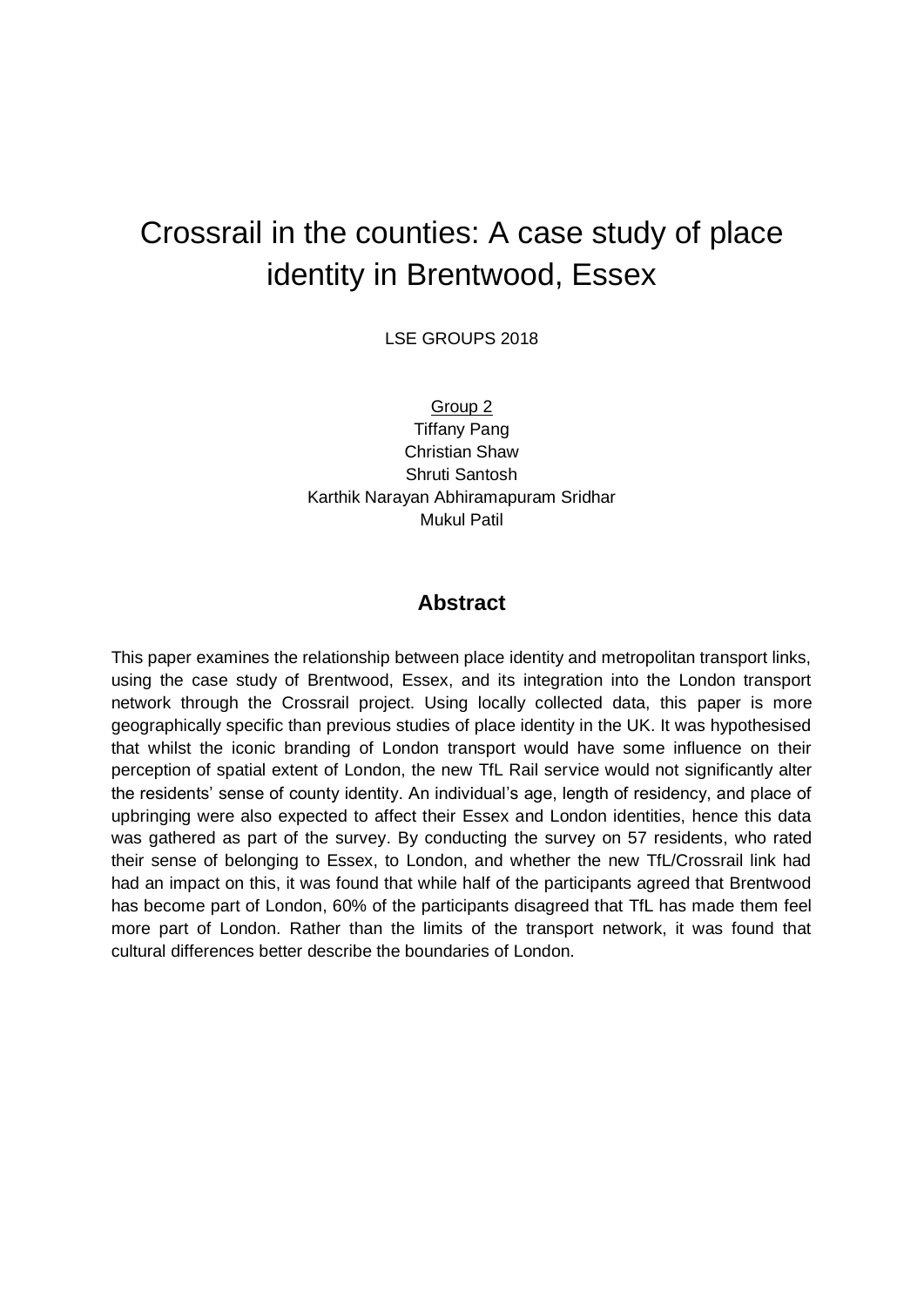# Crossrail in the counties: A case study of place identity in Brentwood, Essex

LSE GROUPS 2018

Group 2
Tiffany Pang
Christian Shaw
Shruti Santosh
Karthik Narayan Abhiramapuram Sridhar
Mukul Patil

## Abstract

This paper examines the relationship between place identity and metropolitan transport links, using the case study of Brentwood, Essex, and its integration into the London transport network through the Crossrail project. Using locally collected data, this paper is more geographically specific than previous studies of place identity in the UK. It was hypothesised that whilst the iconic branding of London transport would have some influence on their perception of spatial extent of London, the new TfL Rail service would not significantly alter the residents' sense of county identity. An individual's age, length of residency, and place of upbringing were also expected to affect their Essex and London identities, hence this data was gathered as part of the survey. By conducting the survey on 57 residents, who rated their sense of belonging to Essex, to London, and whether the new TfL/Crossrail link had had an impact on this, it was found that while half of the participants agreed that Brentwood has become part of London, 60% of the participants disagreed that TfL has made them feel more part of London. Rather than the limits of the transport network, it was found that cultural differences better describe the boundaries of London.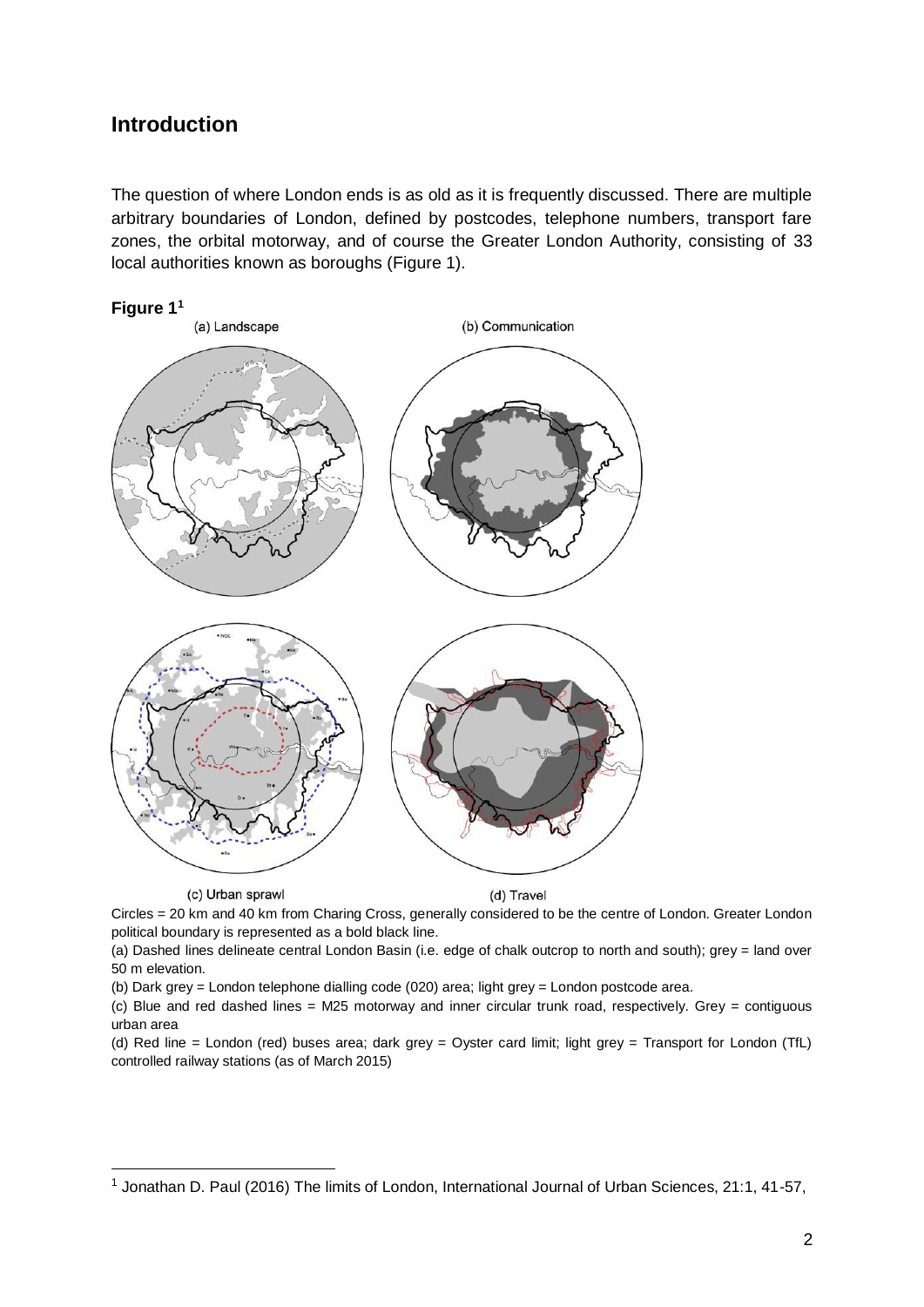## Introduction

The question of where London ends is as old as it is frequently discussed. There are multiple arbitrary boundaries of London, defined by postcodes, telephone numbers, transport fare zones, the orbital motorway, and of course the Greater London Authority, consisting of 33 local authorities known as boroughs (Figure 1).

**Figure 1**[1]

(a) Landscape (b) Communication

(c) Urban sprawl (d) Travel

Circles = 20 km and 40 km from Charing Cross, generally considered to be the centre of London. Greater London political boundary is represented as a bold black line.

(a) Dashed lines delineate central London Basin (i.e. edge of chalk outcrop to north and south); grey = land over 50 m elevation.

(b) Dark grey = London telephone dialling code (020) area; light grey = London postcode area.

(c) Blue and red dashed lines = M25 motorway and inner circular trunk road, respectively. Grey = contiguous urban area

(d) Red line = London (red) buses area; dark grey = Oyster card limit; light grey = Transport for London (TfL) controlled railway stations (as of March 2015)

[1] Jonathan D. Paul (2016) The limits of London, International Journal of Urban Sciences, 21:1, 41-57,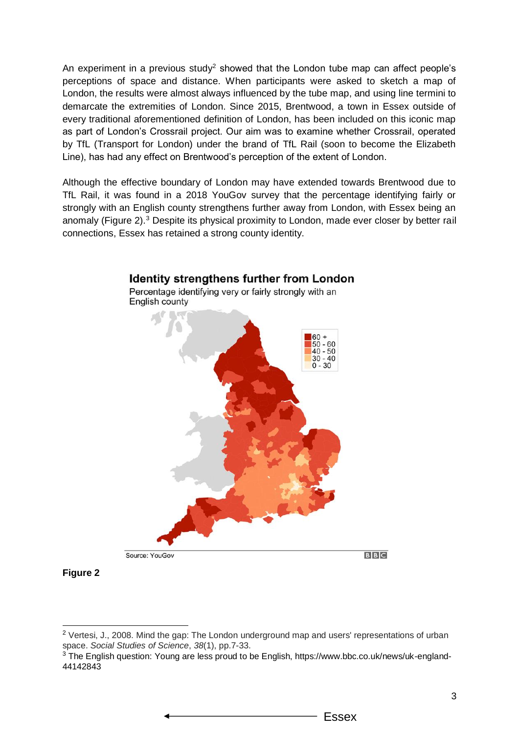An experiment in a previous study[2] showed that the London tube map can affect people's perceptions of space and distance. When participants were asked to sketch a map of London, the results were almost always influenced by the tube map, and using line termini to demarcate the extremities of London. Since 2015, Brentwood, a town in Essex outside of every traditional aforementioned definition of London, has been included on this iconic map as part of London's Crossrail project. Our aim was to examine whether Crossrail, operated by TfL (Transport for London) under the brand of TfL Rail (soon to become the Elizabeth Line), has had any effect on Brentwood's perception of the extent of London.

Although the effective boundary of London may have extended towards Brentwood due to TfL Rail, it was found in a 2018 YouGov survey that the percentage identifying fairly or strongly with an English county strengthens further away from London, with Essex being an anomaly (Figure 2).[3] Despite its physical proximity to London, made ever closer by better rail connections, Essex has retained a strong county identity.

**Identity strengthens further from London**

Percentage identifying very or fairly strongly with an English county

60 +
50 - 60
40 - 50
30 - 40
0 - 30

Source: YouGov

BBC

Essex

**Figure 2**

---

[2] Vertesi, J., 2008. Mind the gap: The London underground map and users' representations of urban space. *Social Studies of Science*, *38*(1), pp.7-33.

[3] The English question: Young are less proud to be English, https://www.bbc.co.uk/news/uk-england-44142843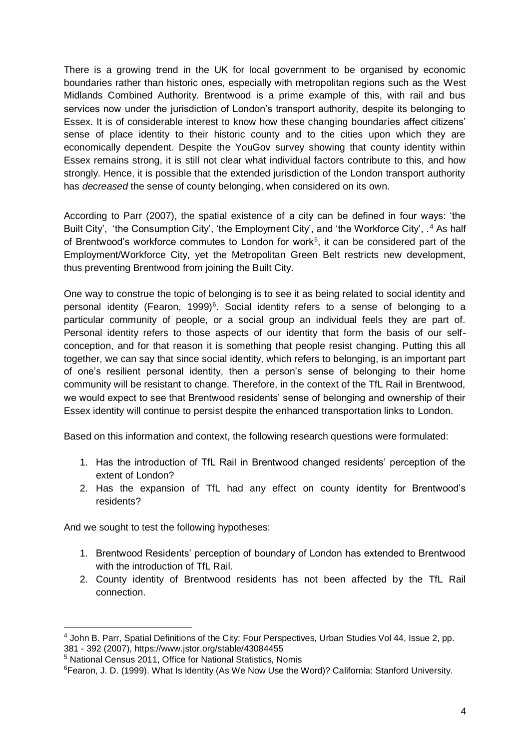There is a growing trend in the UK for local government to be organised by economic boundaries rather than historic ones, especially with metropolitan regions such as the West Midlands Combined Authority. Brentwood is a prime example of this, with rail and bus services now under the jurisdiction of London's transport authority, despite its belonging to Essex. It is of considerable interest to know how these changing boundaries affect citizens' sense of place identity to their historic county and to the cities upon which they are economically dependent. Despite the YouGov survey showing that county identity within Essex remains strong, it is still not clear what individual factors contribute to this, and how strongly. Hence, it is possible that the extended jurisdiction of the London transport authority has *decreased* the sense of county belonging, when considered on its own.

According to Parr (2007), the spatial existence of a city can be defined in four ways: 'the Built City', 'the Consumption City', 'the Employment City', and 'the Workforce City', .[4] As half of Brentwood's workforce commutes to London for work[5], it can be considered part of the Employment/Workforce City, yet the Metropolitan Green Belt restricts new development, thus preventing Brentwood from joining the Built City.

One way to construe the topic of belonging is to see it as being related to social identity and personal identity (Fearon, 1999)[6]. Social identity refers to a sense of belonging to a particular community of people, or a social group an individual feels they are part of. Personal identity refers to those aspects of our identity that form the basis of our self-conception, and for that reason it is something that people resist changing. Putting this all together, we can say that since social identity, which refers to belonging, is an important part of one's resilient personal identity, then a person's sense of belonging to their home community will be resistant to change. Therefore, in the context of the TfL Rail in Brentwood, we would expect to see that Brentwood residents' sense of belonging and ownership of their Essex identity will continue to persist despite the enhanced transportation links to London.

Based on this information and context, the following research questions were formulated:

1. Has the introduction of TfL Rail in Brentwood changed residents' perception of the extent of London?
2. Has the expansion of TfL had any effect on county identity for Brentwood's residents?

And we sought to test the following hypotheses:

1. Brentwood Residents' perception of boundary of London has extended to Brentwood with the introduction of TfL Rail.
2. County identity of Brentwood residents has not been affected by the TfL Rail connection.

---

[4] John B. Parr, Spatial Definitions of the City: Four Perspectives, Urban Studies Vol 44, Issue 2, pp. 381 - 392 (2007), https://www.jstor.org/stable/43084455

[5] National Census 2011, Office for National Statistics, Nomis

[6] Fearon, J. D. (1999). What Is Identity (As We Now Use the Word)? California: Stanford University.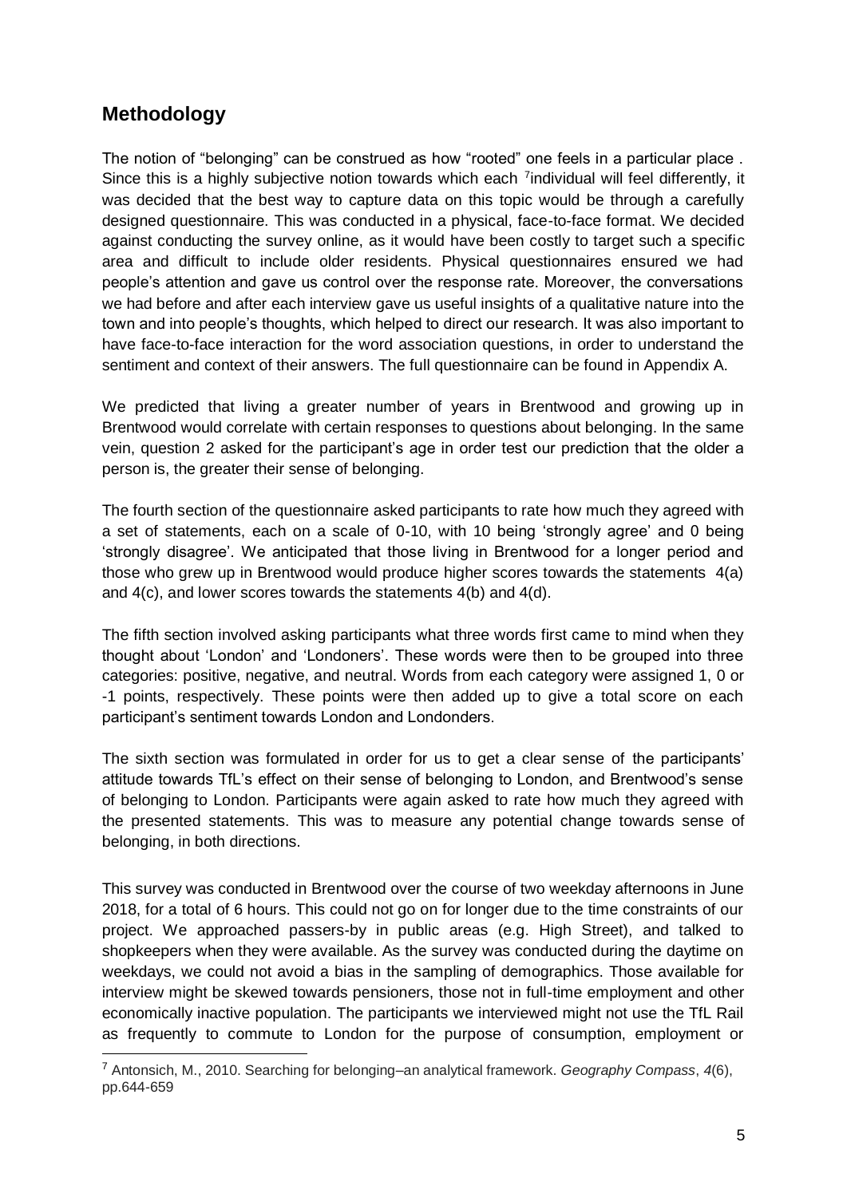## Methodology

The notion of "belonging" can be construed as how "rooted" one feels in a particular place . Since this is a highly subjective notion towards which each [7]individual will feel differently, it was decided that the best way to capture data on this topic would be through a carefully designed questionnaire. This was conducted in a physical, face-to-face format. We decided against conducting the survey online, as it would have been costly to target such a specific area and difficult to include older residents. Physical questionnaires ensured we had people's attention and gave us control over the response rate. Moreover, the conversations we had before and after each interview gave us useful insights of a qualitative nature into the town and into people's thoughts, which helped to direct our research. It was also important to have face-to-face interaction for the word association questions, in order to understand the sentiment and context of their answers. The full questionnaire can be found in Appendix A.

We predicted that living a greater number of years in Brentwood and growing up in Brentwood would correlate with certain responses to questions about belonging. In the same vein, question 2 asked for the participant's age in order test our prediction that the older a person is, the greater their sense of belonging.

The fourth section of the questionnaire asked participants to rate how much they agreed with a set of statements, each on a scale of 0-10, with 10 being 'strongly agree' and 0 being 'strongly disagree'. We anticipated that those living in Brentwood for a longer period and those who grew up in Brentwood would produce higher scores towards the statements 4(a) and 4(c), and lower scores towards the statements 4(b) and 4(d).

The fifth section involved asking participants what three words first came to mind when they thought about 'London' and 'Londoners'. These words were then to be grouped into three categories: positive, negative, and neutral. Words from each category were assigned 1, 0 or -1 points, respectively. These points were then added up to give a total score on each participant's sentiment towards London and Londonders.

The sixth section was formulated in order for us to get a clear sense of the participants' attitude towards TfL's effect on their sense of belonging to London, and Brentwood's sense of belonging to London. Participants were again asked to rate how much they agreed with the presented statements. This was to measure any potential change towards sense of belonging, in both directions.

This survey was conducted in Brentwood over the course of two weekday afternoons in June 2018, for a total of 6 hours. This could not go on for longer due to the time constraints of our project. We approached passers-by in public areas (e.g. High Street), and talked to shopkeepers when they were available. As the survey was conducted during the daytime on weekdays, we could not avoid a bias in the sampling of demographics. Those available for interview might be skewed towards pensioners, those not in full-time employment and other economically inactive population. The participants we interviewed might not use the TfL Rail as frequently to commute to London for the purpose of consumption, employment or

---

[7] Antonsich, M., 2010. Searching for belonging–an analytical framework. *Geography Compass*, *4*(6), pp.644-659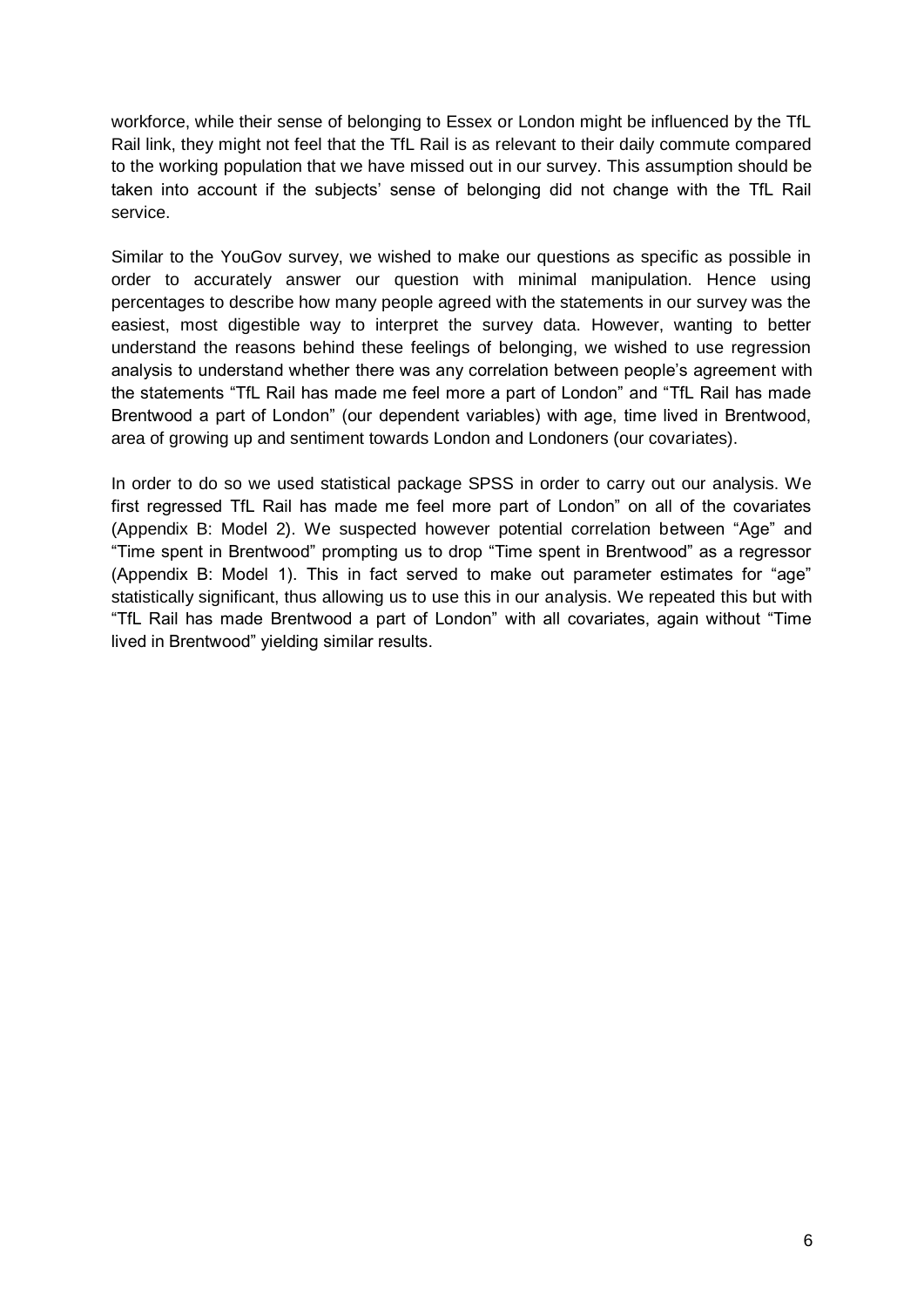workforce, while their sense of belonging to Essex or London might be influenced by the TfL Rail link, they might not feel that the TfL Rail is as relevant to their daily commute compared to the working population that we have missed out in our survey. This assumption should be taken into account if the subjects' sense of belonging did not change with the TfL Rail service.

Similar to the YouGov survey, we wished to make our questions as specific as possible in order to accurately answer our question with minimal manipulation. Hence using percentages to describe how many people agreed with the statements in our survey was the easiest, most digestible way to interpret the survey data. However, wanting to better understand the reasons behind these feelings of belonging, we wished to use regression analysis to understand whether there was any correlation between people's agreement with the statements "TfL Rail has made me feel more a part of London" and "TfL Rail has made Brentwood a part of London" (our dependent variables) with age, time lived in Brentwood, area of growing up and sentiment towards London and Londoners (our covariates).

In order to do so we used statistical package SPSS in order to carry out our analysis. We first regressed TfL Rail has made me feel more part of London" on all of the covariates (Appendix B: Model 2). We suspected however potential correlation between "Age" and "Time spent in Brentwood" prompting us to drop "Time spent in Brentwood" as a regressor (Appendix B: Model 1). This in fact served to make out parameter estimates for "age" statistically significant, thus allowing us to use this in our analysis. We repeated this but with "TfL Rail has made Brentwood a part of London" with all covariates, again without "Time lived in Brentwood" yielding similar results.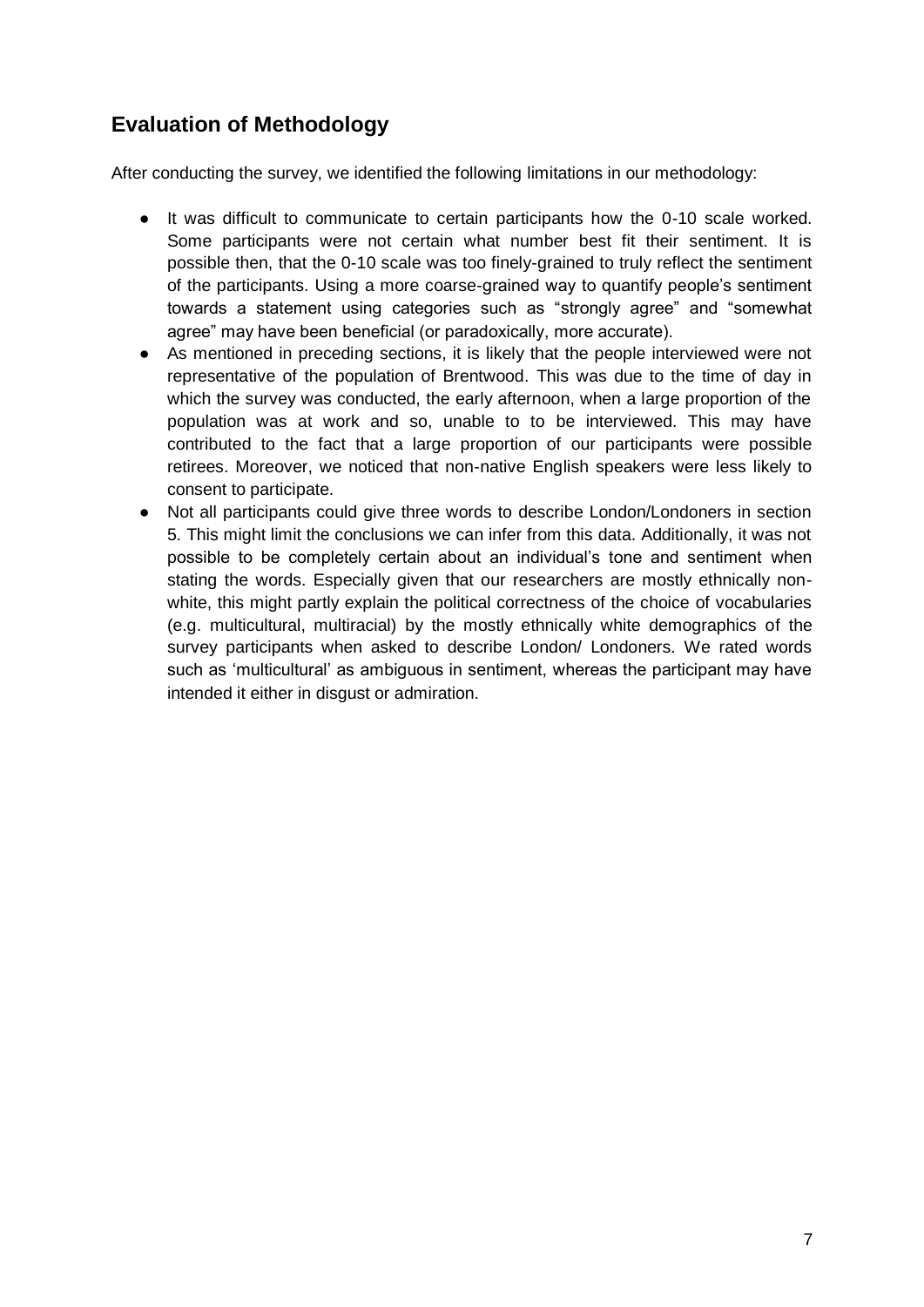## Evaluation of Methodology

After conducting the survey, we identified the following limitations in our methodology:

- It was difficult to communicate to certain participants how the 0-10 scale worked. Some participants were not certain what number best fit their sentiment. It is possible then, that the 0-10 scale was too finely-grained to truly reflect the sentiment of the participants. Using a more coarse-grained way to quantify people's sentiment towards a statement using categories such as "strongly agree" and "somewhat agree" may have been beneficial (or paradoxically, more accurate).
- As mentioned in preceding sections, it is likely that the people interviewed were not representative of the population of Brentwood. This was due to the time of day in which the survey was conducted, the early afternoon, when a large proportion of the population was at work and so, unable to to be interviewed. This may have contributed to the fact that a large proportion of our participants were possible retirees. Moreover, we noticed that non-native English speakers were less likely to consent to participate.
- Not all participants could give three words to describe London/Londoners in section 5. This might limit the conclusions we can infer from this data. Additionally, it was not possible to be completely certain about an individual's tone and sentiment when stating the words. Especially given that our researchers are mostly ethnically non-white, this might partly explain the political correctness of the choice of vocabularies (e.g. multicultural, multiracial) by the mostly ethnically white demographics of the survey participants when asked to describe London/ Londoners. We rated words such as 'multicultural' as ambiguous in sentiment, whereas the participant may have intended it either in disgust or admiration.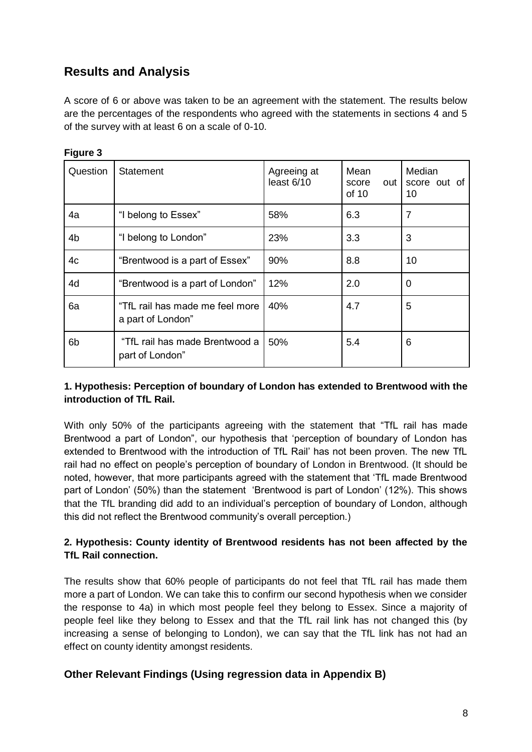## Results and Analysis

A score of 6 or above was taken to be an agreement with the statement. The results below are the percentages of the respondents who agreed with the statements in sections 4 and 5 of the survey with at least 6 on a scale of 0-10.

**Figure 3**

| Question | Statement | Agreeing at least 6/10 | Mean score out of 10 | Median score out of 10 |
|---|---|---|---|---|
| 4a | "I belong to Essex" | 58% | 6.3 | 7 |
| 4b | "I belong to London" | 23% | 3.3 | 3 |
| 4c | "Brentwood is a part of Essex" | 90% | 8.8 | 10 |
| 4d | "Brentwood is a part of London" | 12% | 2.0 | 0 |
| 6a | "TfL rail has made me feel more a part of London" | 40% | 4.7 | 5 |
| 6b | "TfL rail has made Brentwood a part of London" | 50% | 5.4 | 6 |

**1. Hypothesis: Perception of boundary of London has extended to Brentwood with the introduction of TfL Rail.**

With only 50% of the participants agreeing with the statement that "TfL rail has made Brentwood a part of London", our hypothesis that 'perception of boundary of London has extended to Brentwood with the introduction of TfL Rail' has not been proven. The new TfL rail had no effect on people's perception of boundary of London in Brentwood. (It should be noted, however, that more participants agreed with the statement that 'TfL made Brentwood part of London' (50%) than the statement 'Brentwood is part of London' (12%). This shows that the TfL branding did add to an individual's perception of boundary of London, although this did not reflect the Brentwood community's overall perception.)

**2. Hypothesis: County identity of Brentwood residents has not been affected by the TfL Rail connection.**

The results show that 60% people of participants do not feel that TfL rail has made them more a part of London. We can take this to confirm our second hypothesis when we consider the response to 4a) in which most people feel they belong to Essex. Since a majority of people feel like they belong to Essex and that the TfL rail link has not changed this (by increasing a sense of belonging to London), we can say that the TfL link has not had an effect on county identity amongst residents.

## Other Relevant Findings (Using regression data in Appendix B)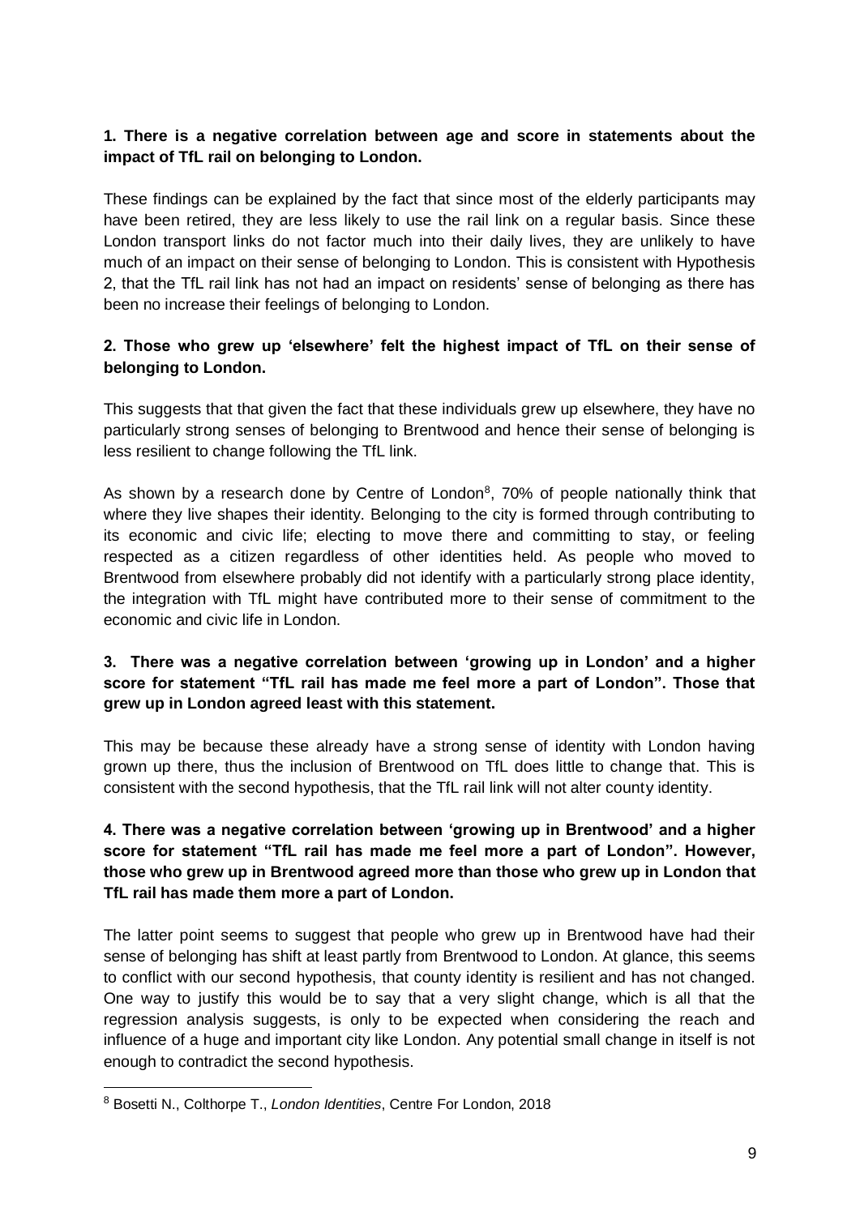**1. There is a negative correlation between age and score in statements about the impact of TfL rail on belonging to London.**

These findings can be explained by the fact that since most of the elderly participants may have been retired, they are less likely to use the rail link on a regular basis. Since these London transport links do not factor much into their daily lives, they are unlikely to have much of an impact on their sense of belonging to London. This is consistent with Hypothesis 2, that the TfL rail link has not had an impact on residents' sense of belonging as there has been no increase their feelings of belonging to London.

**2. Those who grew up 'elsewhere' felt the highest impact of TfL on their sense of belonging to London.**

This suggests that that given the fact that these individuals grew up elsewhere, they have no particularly strong senses of belonging to Brentwood and hence their sense of belonging is less resilient to change following the TfL link.

As shown by a research done by Centre of London[8], 70% of people nationally think that where they live shapes their identity. Belonging to the city is formed through contributing to its economic and civic life; electing to move there and committing to stay, or feeling respected as a citizen regardless of other identities held. As people who moved to Brentwood from elsewhere probably did not identify with a particularly strong place identity, the integration with TfL might have contributed more to their sense of commitment to the economic and civic life in London.

**3. There was a negative correlation between 'growing up in London' and a higher score for statement "TfL rail has made me feel more a part of London". Those that grew up in London agreed least with this statement.**

This may be because these already have a strong sense of identity with London having grown up there, thus the inclusion of Brentwood on TfL does little to change that. This is consistent with the second hypothesis, that the TfL rail link will not alter county identity.

**4. There was a negative correlation between 'growing up in Brentwood' and a higher score for statement "TfL rail has made me feel more a part of London". However, those who grew up in Brentwood agreed more than those who grew up in London that TfL rail has made them more a part of London.**

The latter point seems to suggest that people who grew up in Brentwood have had their sense of belonging has shift at least partly from Brentwood to London. At glance, this seems to conflict with our second hypothesis, that county identity is resilient and has not changed. One way to justify this would be to say that a very slight change, which is all that the regression analysis suggests, is only to be expected when considering the reach and influence of a huge and important city like London. Any potential small change in itself is not enough to contradict the second hypothesis.

---

[8] Bosetti N., Colthorpe T., *London Identities*, Centre For London, 2018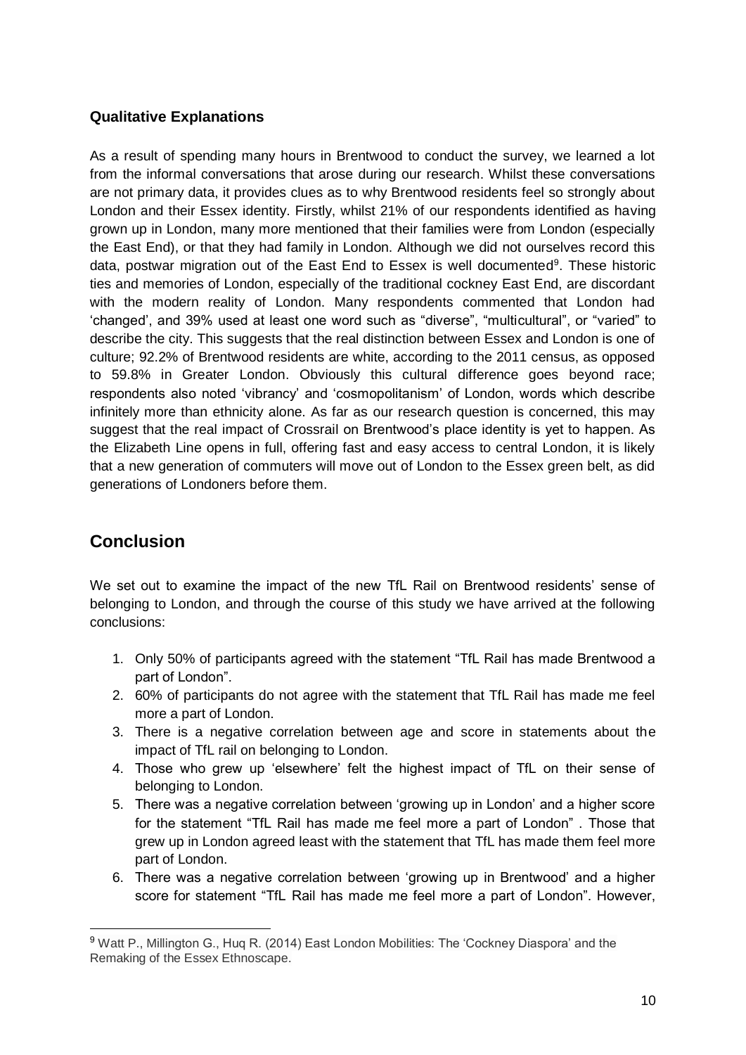### Qualitative Explanations

As a result of spending many hours in Brentwood to conduct the survey, we learned a lot from the informal conversations that arose during our research. Whilst these conversations are not primary data, it provides clues as to why Brentwood residents feel so strongly about London and their Essex identity. Firstly, whilst 21% of our respondents identified as having grown up in London, many more mentioned that their families were from London (especially the East End), or that they had family in London. Although we did not ourselves record this data, postwar migration out of the East End to Essex is well documented[9]. These historic ties and memories of London, especially of the traditional cockney East End, are discordant with the modern reality of London. Many respondents commented that London had 'changed', and 39% used at least one word such as "diverse", "multicultural", or "varied" to describe the city. This suggests that the real distinction between Essex and London is one of culture; 92.2% of Brentwood residents are white, according to the 2011 census, as opposed to 59.8% in Greater London. Obviously this cultural difference goes beyond race; respondents also noted 'vibrancy' and 'cosmopolitanism' of London, words which describe infinitely more than ethnicity alone. As far as our research question is concerned, this may suggest that the real impact of Crossrail on Brentwood's place identity is yet to happen. As the Elizabeth Line opens in full, offering fast and easy access to central London, it is likely that a new generation of commuters will move out of London to the Essex green belt, as did generations of Londoners before them.

## Conclusion

We set out to examine the impact of the new TfL Rail on Brentwood residents' sense of belonging to London, and through the course of this study we have arrived at the following conclusions:

1. Only 50% of participants agreed with the statement "TfL Rail has made Brentwood a part of London".
2. 60% of participants do not agree with the statement that TfL Rail has made me feel more a part of London.
3. There is a negative correlation between age and score in statements about the impact of TfL rail on belonging to London.
4. Those who grew up 'elsewhere' felt the highest impact of TfL on their sense of belonging to London.
5. There was a negative correlation between 'growing up in London' and a higher score for the statement "TfL Rail has made me feel more a part of London" . Those that grew up in London agreed least with the statement that TfL has made them feel more part of London.
6. There was a negative correlation between 'growing up in Brentwood' and a higher score for statement "TfL Rail has made me feel more a part of London". However,

[9] Watt P., Millington G., Huq R. (2014) East London Mobilities: The 'Cockney Diaspora' and the Remaking of the Essex Ethnoscape.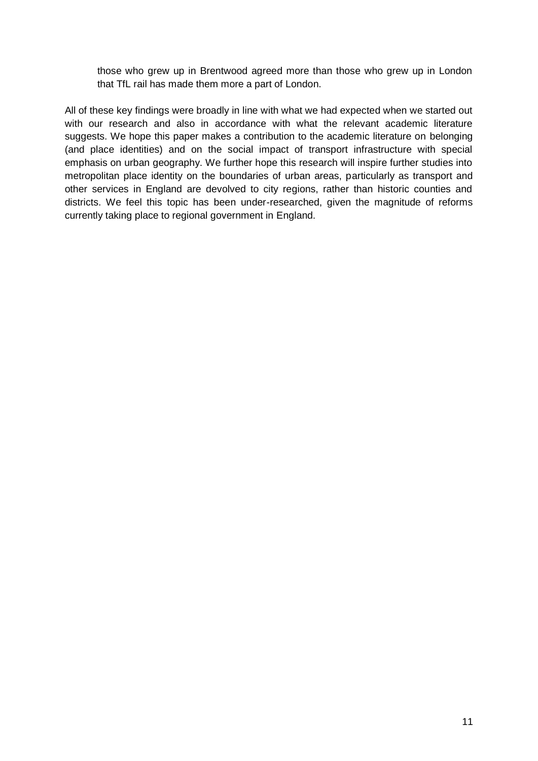those who grew up in Brentwood agreed more than those who grew up in London that TfL rail has made them more a part of London.

All of these key findings were broadly in line with what we had expected when we started out with our research and also in accordance with what the relevant academic literature suggests. We hope this paper makes a contribution to the academic literature on belonging (and place identities) and on the social impact of transport infrastructure with special emphasis on urban geography. We further hope this research will inspire further studies into metropolitan place identity on the boundaries of urban areas, particularly as transport and other services in England are devolved to city regions, rather than historic counties and districts. We feel this topic has been under-researched, given the magnitude of reforms currently taking place to regional government in England.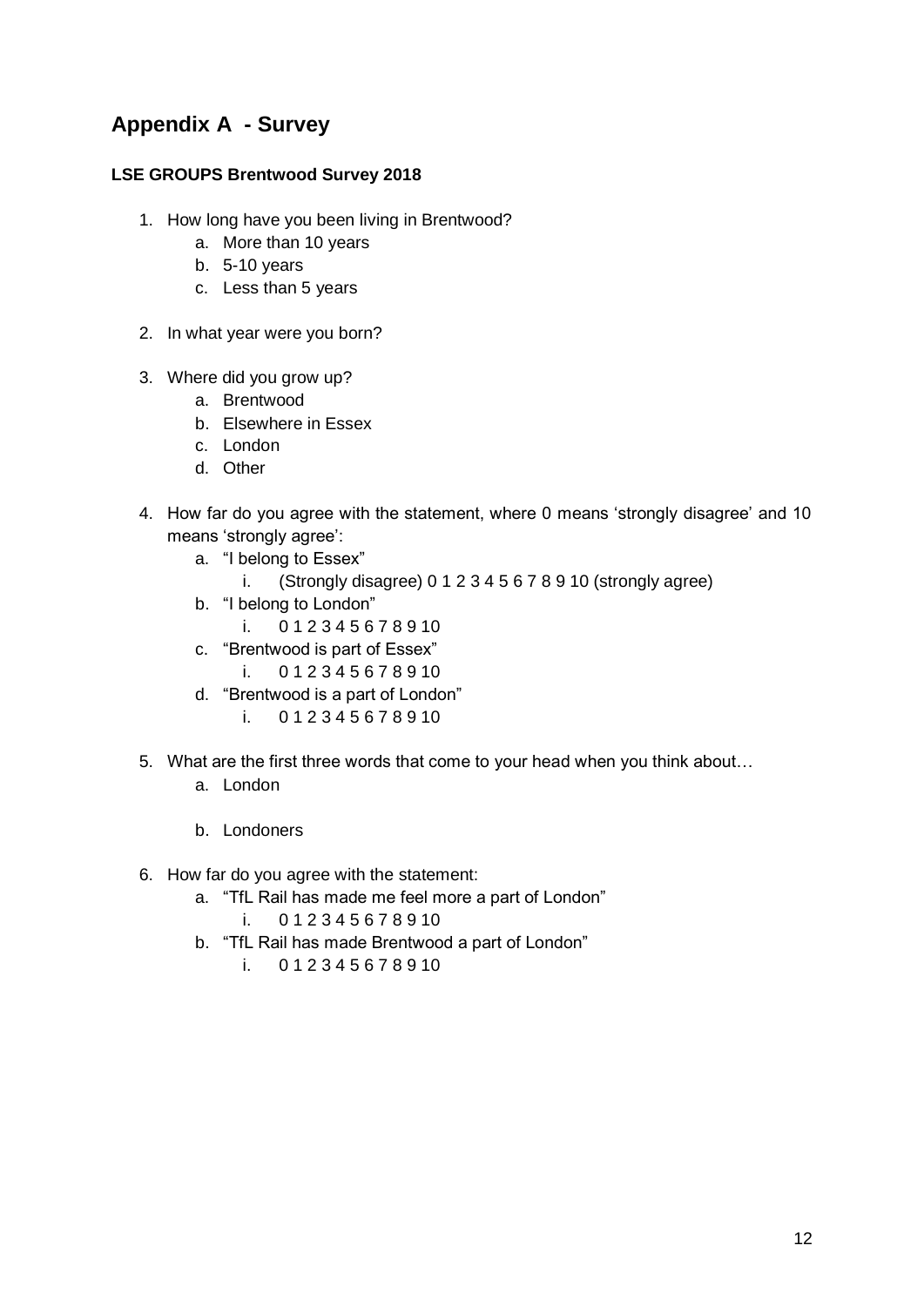## Appendix A - Survey

**LSE GROUPS Brentwood Survey 2018**

1. How long have you been living in Brentwood?
    a. More than 10 years
    b. 5-10 years
    c. Less than 5 years

2. In what year were you born?

3. Where did you grow up?
    a. Brentwood
    b. Elsewhere in Essex
    c. London
    d. Other

4. How far do you agree with the statement, where 0 means 'strongly disagree' and 10 means 'strongly agree':
    a. "I belong to Essex"
        i. (Strongly disagree) 0 1 2 3 4 5 6 7 8 9 10 (strongly agree)
    b. "I belong to London"
        i. 0 1 2 3 4 5 6 7 8 9 10
    c. "Brentwood is part of Essex"
        i. 0 1 2 3 4 5 6 7 8 9 10
    d. "Brentwood is a part of London"
        i. 0 1 2 3 4 5 6 7 8 9 10

5. What are the first three words that come to your head when you think about…
    a. London

    b. Londoners

6. How far do you agree with the statement:
    a. "TfL Rail has made me feel more a part of London"
        i. 0 1 2 3 4 5 6 7 8 9 10
    b. "TfL Rail has made Brentwood a part of London"
        i. 0 1 2 3 4 5 6 7 8 9 10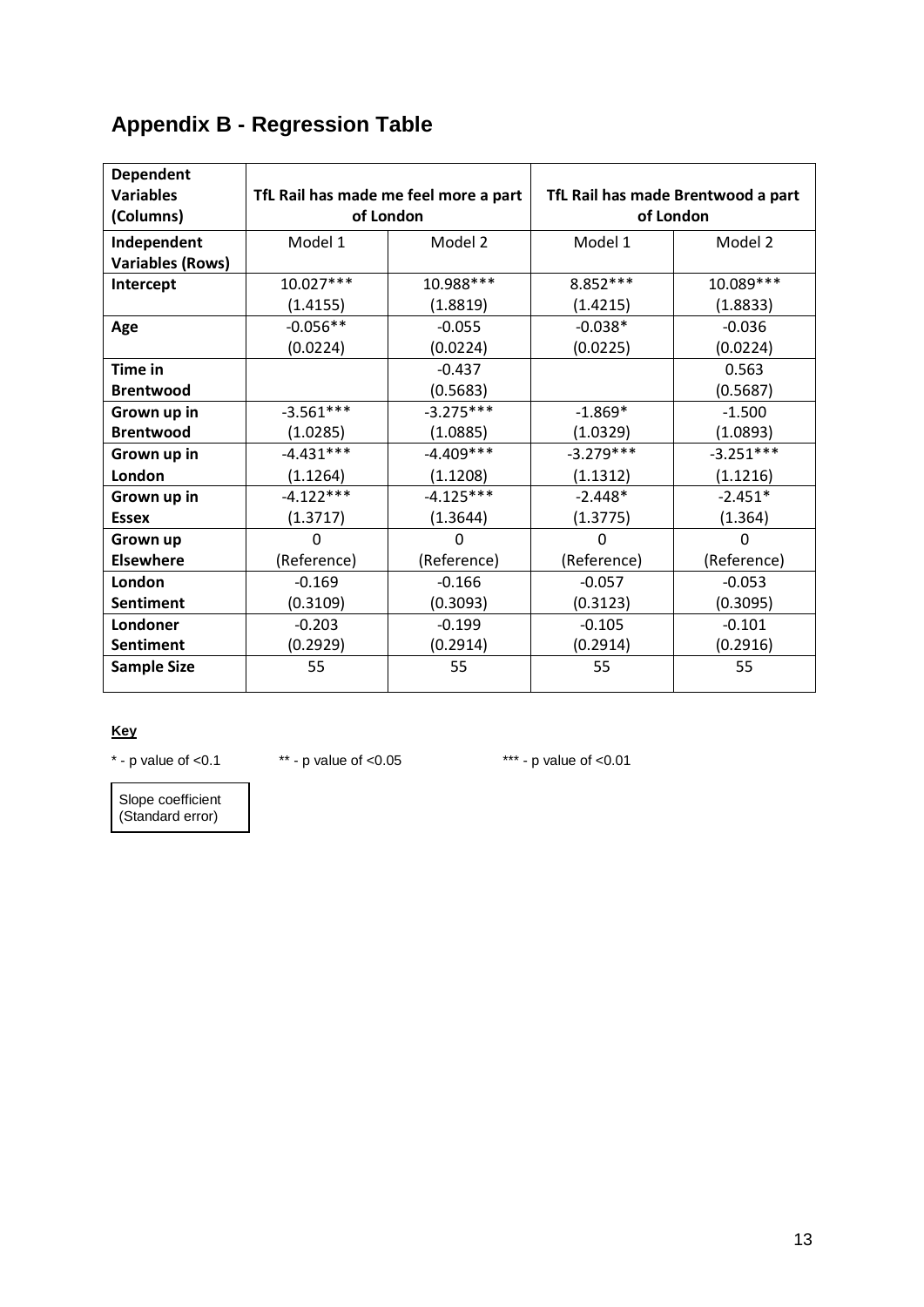## Appendix B - Regression Table

| Dependent Variables (Columns) | TfL Rail has made me feel more a part of London | | TfL Rail has made Brentwood a part of London | |
|---|---|---|---|---|
| **Independent Variables (Rows)** | Model 1 | Model 2 | Model 1 | Model 2 |
| **Intercept** | 10.027*** (1.4155) | 10.988*** (1.8819) | 8.852*** (1.4215) | 10.089*** (1.8833) |
| **Age** | -0.056** (0.0224) | -0.055 (0.0224) | -0.038* (0.0225) | -0.036 (0.0224) |
| **Time in Brentwood** | | -0.437 (0.5683) | | 0.563 (0.5687) |
| **Grown up in Brentwood** | -3.561*** (1.0285) | -3.275*** (1.0885) | -1.869* (1.0329) | -1.500 (1.0893) |
| **Grown up in London** | -4.431*** (1.1264) | -4.409*** (1.1208) | -3.279*** (1.1312) | -3.251*** (1.1216) |
| **Grown up in Essex** | -4.122*** (1.3717) | -4.125*** (1.3644) | -2.448* (1.3775) | -2.451* (1.364) |
| **Grown up Elsewhere** | 0 (Reference) | 0 (Reference) | 0 (Reference) | 0 (Reference) |
| **London Sentiment** | -0.169 (0.3109) | -0.166 (0.3093) | -0.057 (0.3123) | -0.053 (0.3095) |
| **Londoner Sentiment** | -0.203 (0.2929) | -0.199 (0.2914) | -0.105 (0.2914) | -0.101 (0.2916) |
| **Sample Size** | 55 | 55 | 55 | 55 |

**Key**

* - p value of <0.1 &nbsp;&nbsp;&nbsp;&nbsp; ** - p value of <0.05 &nbsp;&nbsp;&nbsp;&nbsp; *** - p value of <0.01

Slope coefficient
(Standard error)